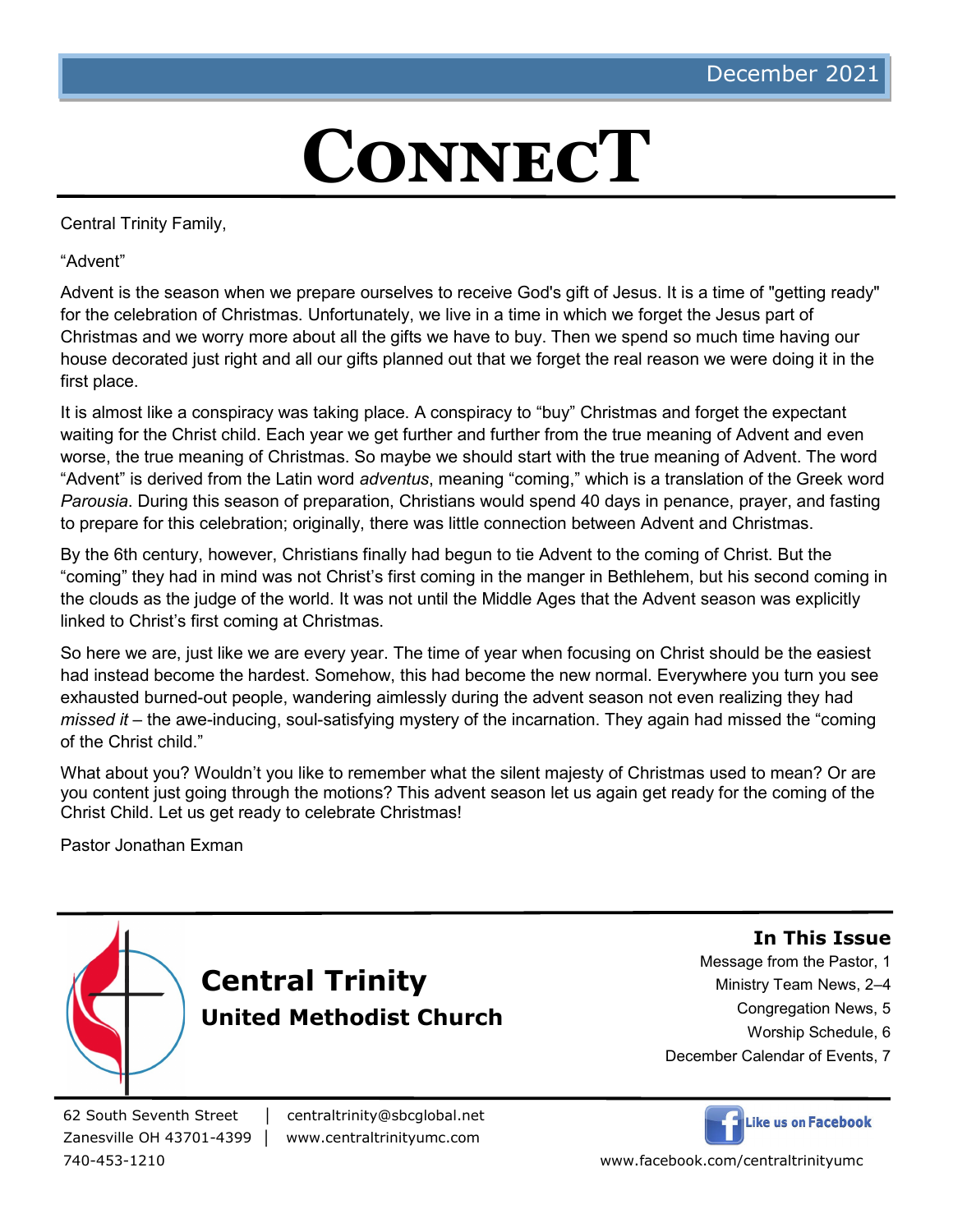December 2021

# CONNECT

Central Trinity Family,

"Advent"

Advent is the season when we prepare ourselves to receive God's gift of Jesus. It is a time of "getting ready" for the celebration of Christmas. Unfortunately, we live in a time in which we forget the Jesus part of Christmas and we worry more about all the gifts we have to buy. Then we spend so much time having our house decorated just right and all our gifts planned out that we forget the real reason we were doing it in the first place.

It is almost like a conspiracy was taking place. A conspiracy to "buy" Christmas and forget the expectant waiting for the Christ child. Each year we get further and further from the true meaning of Advent and even worse, the true meaning of Christmas. So maybe we should start with the true meaning of Advent. The word "Advent" is derived from the Latin word *adventus*, meaning "coming," which is a translation of the Greek word *Parousia*. During this season of preparation, Christians would spend 40 days in penance, prayer, and fasting to prepare for this celebration; originally, there was little connection between Advent and Christmas.

By the 6th century, however, Christians finally had begun to tie Advent to the coming of Christ. But the "coming" they had in mind was not Christ's first coming in the manger in Bethlehem, but his second coming in the clouds as the judge of the world. It was not until the Middle Ages that the Advent season was explicitly linked to Christ's first coming at Christmas.

So here we are, just like we are every year. The time of year when focusing on Christ should be the easiest had instead become the hardest. Somehow, this had become the new normal. Everywhere you turn you see exhausted burned-out people, wandering aimlessly during the advent season not even realizing they had *missed it* – the awe-inducing, soul-satisfying mystery of the incarnation. They again had missed the "coming of the Christ child."

What about you? Wouldn't you like to remember what the silent majesty of Christmas used to mean? Or are you content just going through the motions? This advent season let us again get ready for the coming of the Christ Child. Let us get ready to celebrate Christmas!

Pastor Jonathan Exman

## Central Trinity
**United Methodist Church**

### In This Issue

Message from the Pastor, 1
Ministry Team News, 2–4
Congregation News, 5
Worship Schedule, 6
December Calendar of Events, 7

62 South Seventh Street | centraltrinity@sbcglobal.net
Zanesville OH 43701-4399 | www.centraltrinityumc.com
740-453-1210

Like us on Facebook
www.facebook.com/centraltrinityumc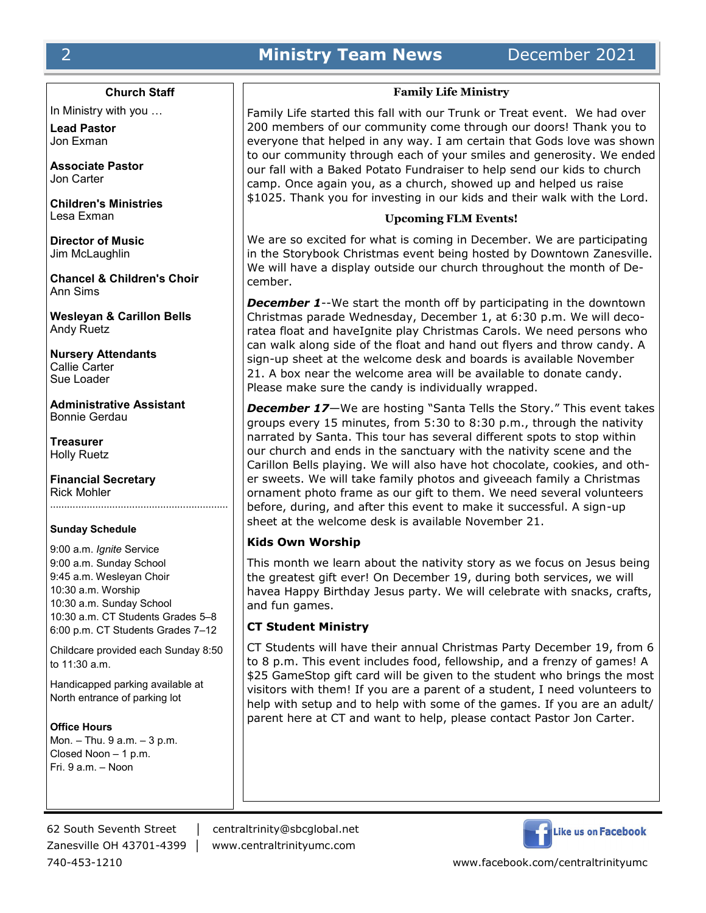### Church Staff

In Ministry with you …

**Lead Pastor**
Jon Exman

**Associate Pastor**
Jon Carter

**Children's Ministries**
Lesa Exman

**Director of Music**
Jim McLaughlin

**Chancel & Children's Choir**
Ann Sims

**Wesleyan & Carillon Bells**
Andy Ruetz

**Nursery Attendants**
Callie Carter
Sue Loader

**Administrative Assistant**
Bonnie Gerdau

**Treasurer**
Holly Ruetz

**Financial Secretary**
Rick Mohler

**Sunday Schedule**

9:00 a.m. *Ignite* Service
9:00 a.m. Sunday School
9:45 a.m. Wesleyan Choir
10:30 a.m. Worship
10:30 a.m. Sunday School
10:30 a.m. CT Students Grades 5–8
6:00 p.m. CT Students Grades 7–12

Childcare provided each Sunday 8:50 to 11:30 a.m.

Handicapped parking available at North entrance of parking lot

**Office Hours**
Mon. – Thu. 9 a.m. – 3 p.m.
Closed Noon – 1 p.m.
Fri. 9 a.m. – Noon

## Family Life Ministry

Family Life started this fall with our Trunk or Treat event. We had over 200 members of our community come through our doors! Thank you to everyone that helped in any way. I am certain that Gods love was shown to our community through each of your smiles and generosity. We ended our fall with a Baked Potato Fundraiser to help send our kids to church camp. Once again you, as a church, showed up and helped us raise $1025. Thank you for investing in our kids and their walk with the Lord.

### Upcoming FLM Events!

We are so excited for what is coming in December. We are participating in the Storybook Christmas event being hosted by Downtown Zanesville. We will have a display outside our church throughout the month of December.

***December 1***--We start the month off by participating in the downtown Christmas parade Wednesday, December 1, at 6:30 p.m. We will decoratea float and haveIgnite play Christmas Carols. We need persons who can walk along side of the float and hand out flyers and throw candy. A sign-up sheet at the welcome desk and boards is available November 21. A box near the welcome area will be available to donate candy. Please make sure the candy is individually wrapped.

***December 17***—We are hosting "Santa Tells the Story." This event takes groups every 15 minutes, from 5:30 to 8:30 p.m., through the nativity narrated by Santa. This tour has several different spots to stop within our church and ends in the sanctuary with the nativity scene and the Carillon Bells playing. We will also have hot chocolate, cookies, and other sweets. We will take family photos and giveeach family a Christmas ornament photo frame as our gift to them. We need several volunteers before, during, and after this event to make it successful. A sign-up sheet at the welcome desk is available November 21.

### Kids Own Worship

This month we learn about the nativity story as we focus on Jesus being the greatest gift ever! On December 19, during both services, we will havea Happy Birthday Jesus party. We will celebrate with snacks, crafts, and fun games.

### CT Student Ministry

CT Students will have their annual Christmas Party December 19, from 6 to 8 p.m. This event includes food, fellowship, and a frenzy of games! A $25 GameStop gift card will be given to the student who brings the most visitors with them! If you are a parent of a student, I need volunteers to help with setup and to help with some of the games. If you are an adult/ parent here at CT and want to help, please contact Pastor Jon Carter.

62 South Seventh Street | centraltrinity@sbcglobal.net
Zanesville OH 43701-4399 | www.centraltrinityumc.com
740-453-1210

Like us on Facebook
www.facebook.com/centraltrinityumc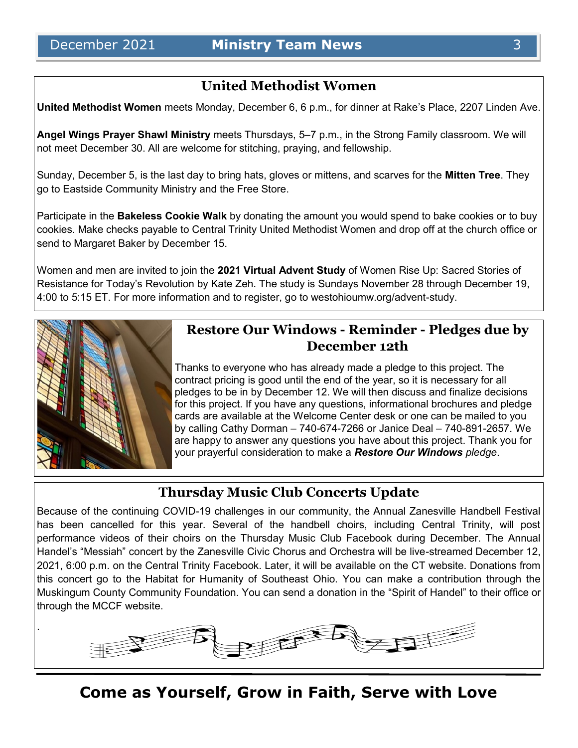## United Methodist Women

**United Methodist Women** meets Monday, December 6, 6 p.m., for dinner at Rake's Place, 2207 Linden Ave.

**Angel Wings Prayer Shawl Ministry** meets Thursdays, 5–7 p.m., in the Strong Family classroom. We will not meet December 30. All are welcome for stitching, praying, and fellowship.

Sunday, December 5, is the last day to bring hats, gloves or mittens, and scarves for the **Mitten Tree**. They go to Eastside Community Ministry and the Free Store.

Participate in the **Bakeless Cookie Walk** by donating the amount you would spend to bake cookies or to buy cookies. Make checks payable to Central Trinity United Methodist Women and drop off at the church office or send to Margaret Baker by December 15.

Women and men are invited to join the **2021 Virtual Advent Study** of Women Rise Up: Sacred Stories of Resistance for Today's Revolution by Kate Zeh. The study is Sundays November 28 through December 19, 4:00 to 5:15 ET. For more information and to register, go to westohioumw.org/advent-study.

## Restore Our Windows - Reminder - Pledges due by December 12th

Thanks to everyone who has already made a pledge to this project. The contract pricing is good until the end of the year, so it is necessary for all pledges to be in by December 12. We will then discuss and finalize decisions for this project. If you have any questions, informational brochures and pledge cards are available at the Welcome Center desk or one can be mailed to you by calling Cathy Dorman – 740-674-7266 or Janice Deal – 740-891-2657. We are happy to answer any questions you have about this project. Thank you for your prayerful consideration to make a ***Restore Our Windows*** *pledge*.

## Thursday Music Club Concerts Update

Because of the continuing COVID-19 challenges in our community, the Annual Zanesville Handbell Festival has been cancelled for this year. Several of the handbell choirs, including Central Trinity, will post performance videos of their choirs on the Thursday Music Club Facebook during December. The Annual Handel's "Messiah" concert by the Zanesville Civic Chorus and Orchestra will be live-streamed December 12, 2021, 6:00 p.m. on the Central Trinity Facebook. Later, it will be available on the CT website. Donations from this concert go to the Habitat for Humanity of Southeast Ohio. You can make a contribution through the Muskingum County Community Foundation. You can send a donation in the "Spirit of Handel" to their office or through the MCCF website.

**Come as Yourself, Grow in Faith, Serve with Love**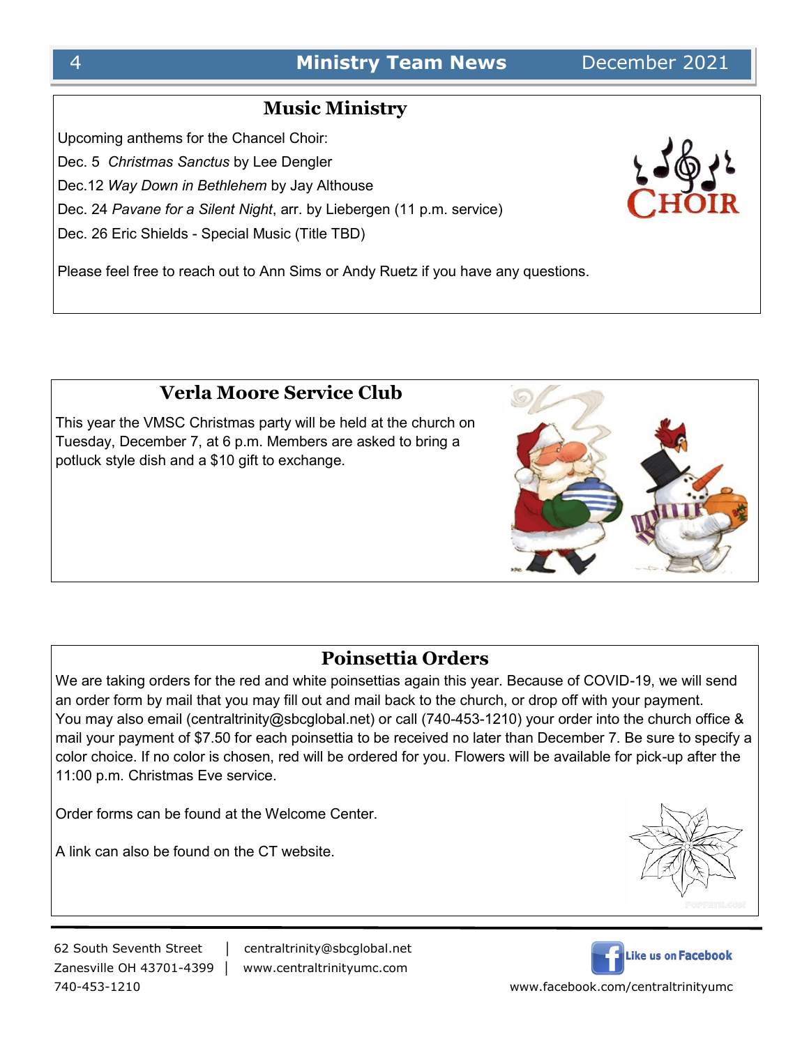## Music Ministry

Upcoming anthems for the Chancel Choir:

Dec. 5 *Christmas Sanctus* by Lee Dengler

Dec.12 *Way Down in Bethlehem* by Jay Althouse

Dec. 24 *Pavane for a Silent Night*, arr. by Liebergen (11 p.m. service)

Dec. 26 Eric Shields - Special Music (Title TBD)

Please feel free to reach out to Ann Sims or Andy Ruetz if you have any questions.

## Verla Moore Service Club

This year the VMSC Christmas party will be held at the church on Tuesday, December 7, at 6 p.m. Members are asked to bring a potluck style dish and a $10 gift to exchange.

## Poinsettia Orders

We are taking orders for the red and white poinsettias again this year. Because of COVID-19, we will send an order form by mail that you may fill out and mail back to the church, or drop off with your payment. You may also email (centraltrinity@sbcglobal.net) or call (740-453-1210) your order into the church office & mail your payment of $7.50 for each poinsettia to be received no later than December 7. Be sure to specify a color choice. If no color is chosen, red will be ordered for you. Flowers will be available for pick-up after the 11:00 p.m. Christmas Eve service.

Order forms can be found at the Welcome Center.

A link can also be found on the CT website.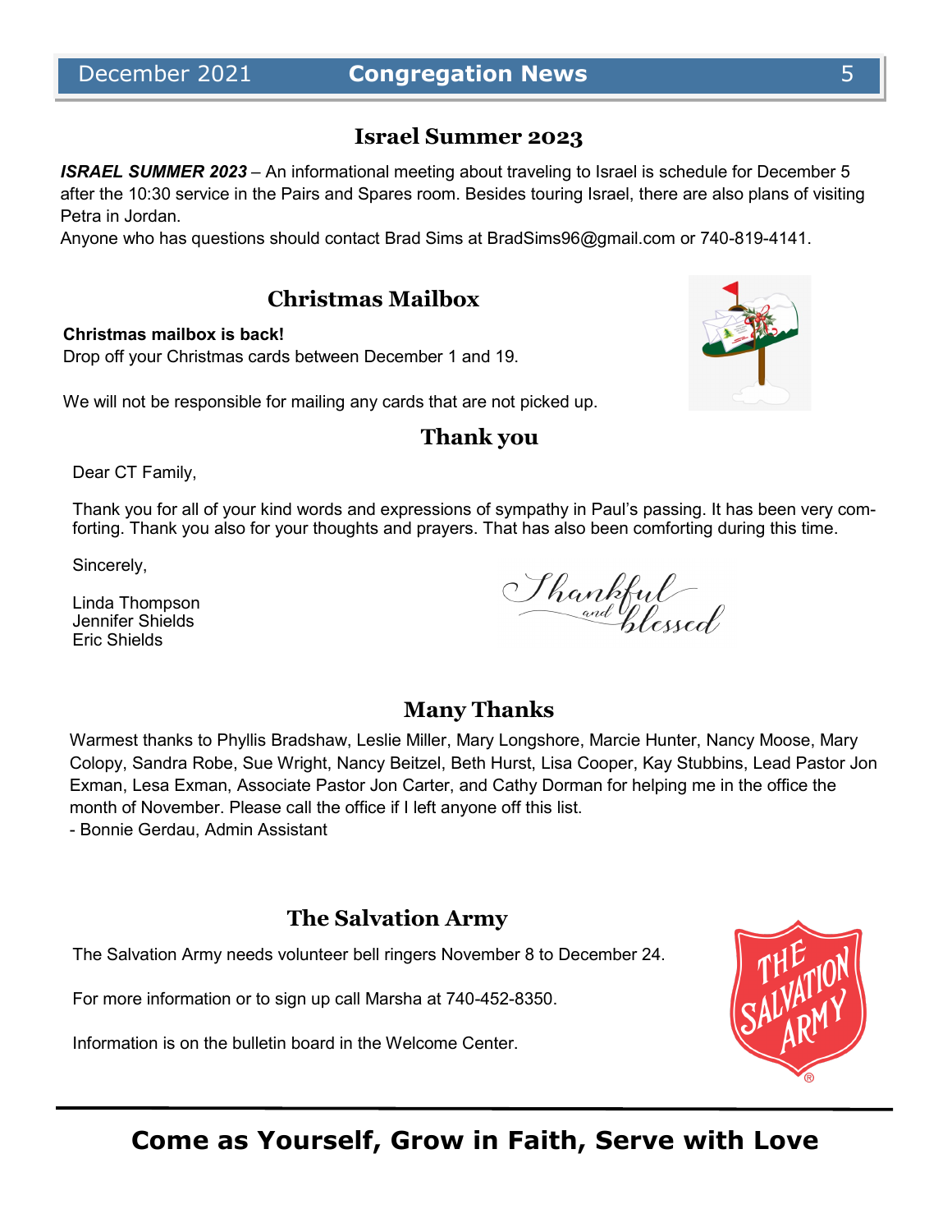## Israel Summer 2023

***ISRAEL SUMMER 2023*** – An informational meeting about traveling to Israel is schedule for December 5 after the 10:30 service in the Pairs and Spares room. Besides touring Israel, there are also plans of visiting Petra in Jordan.

Anyone who has questions should contact Brad Sims at BradSims96@gmail.com or 740-819-4141.

## Christmas Mailbox

**Christmas mailbox is back!**

Drop off your Christmas cards between December 1 and 19.

We will not be responsible for mailing any cards that are not picked up.

## Thank you

Dear CT Family,

Thank you for all of your kind words and expressions of sympathy in Paul's passing. It has been very comforting. Thank you also for your thoughts and prayers. That has also been comforting during this time.

Sincerely,

Linda Thompson
Jennifer Shields
Eric Shields

Thankful and blessed

## Many Thanks

Warmest thanks to Phyllis Bradshaw, Leslie Miller, Mary Longshore, Marcie Hunter, Nancy Moose, Mary Colopy, Sandra Robe, Sue Wright, Nancy Beitzel, Beth Hurst, Lisa Cooper, Kay Stubbins, Lead Pastor Jon Exman, Lesa Exman, Associate Pastor Jon Carter, and Cathy Dorman for helping me in the office the month of November. Please call the office if I left anyone off this list.

- Bonnie Gerdau, Admin Assistant

## The Salvation Army

The Salvation Army needs volunteer bell ringers November 8 to December 24.

For more information or to sign up call Marsha at 740-452-8350.

Information is on the bulletin board in the Welcome Center.

**Come as Yourself, Grow in Faith, Serve with Love**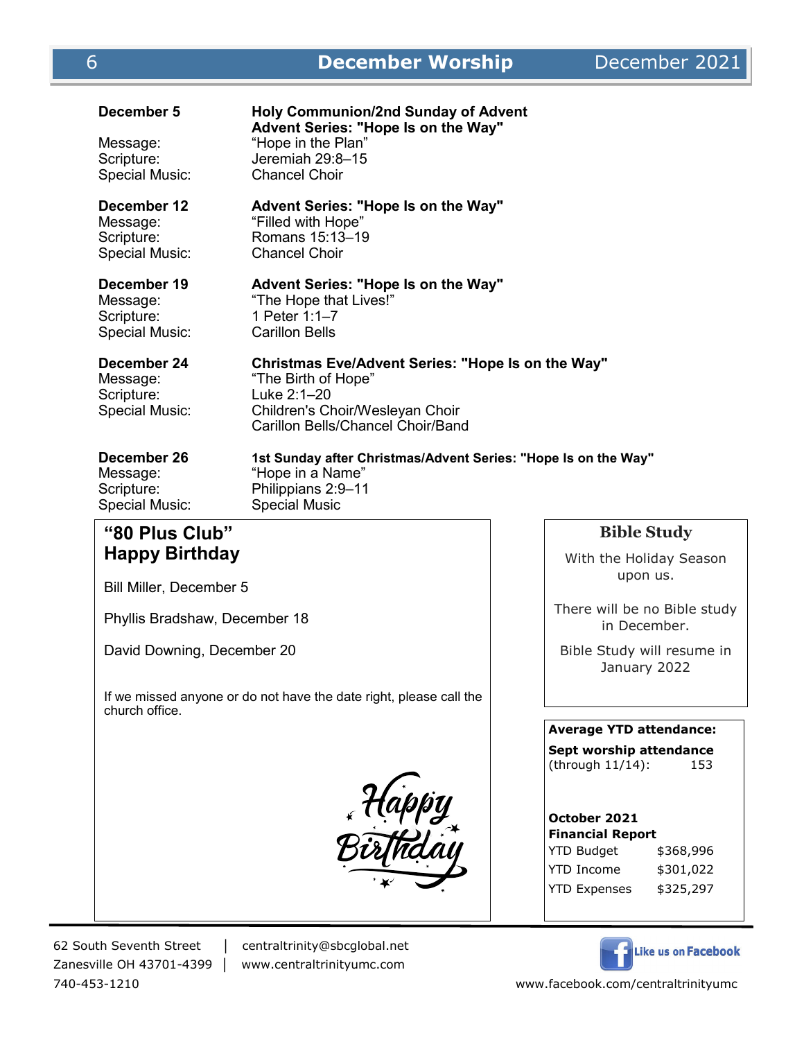# December Worship

**December 5** — **Holy Communion/2nd Sunday of Advent**
**Advent Series: "Hope Is on the Way"**

Message: "Hope in the Plan"
Scripture: Jeremiah 29:8–15
Special Music: Chancel Choir

**December 12** — **Advent Series: "Hope Is on the Way"**

Message: "Filled with Hope"
Scripture: Romans 15:13–19
Special Music: Chancel Choir

**December 19** — **Advent Series: "Hope Is on the Way"**

Message: "The Hope that Lives!"
Scripture: 1 Peter 1:1–7
Special Music: Carillon Bells

**December 24** — **Christmas Eve/Advent Series: "Hope Is on the Way"**

Message: "The Birth of Hope"
Scripture: Luke 2:1–20
Special Music: Children's Choir/Wesleyan Choir
Carillon Bells/Chancel Choir/Band

**December 26** — **1st Sunday after Christmas/Advent Series: "Hope Is on the Way"**

Message: "Hope in a Name"
Scripture: Philippians 2:9–11
Special Music: Special Music

## "80 Plus Club" Happy Birthday

Bill Miller, December 5

Phyllis Bradshaw, December 18

David Downing, December 20

If we missed anyone or do not have the date right, please call the church office.

Happy Birthday

## Bible Study

With the Holiday Season upon us.

There will be no Bible study in December.

Bible Study will resume in January 2022

**Average YTD attendance:**

**Sept worship attendance** (through 11/14): 153

**October 2021 Financial Report**

| | |
|---|---|
| YTD Budget | $368,996 |
| YTD Income | $301,022 |
| YTD Expenses | $325,297 |

62 South Seventh Street | centraltrinity@sbcglobal.net
Zanesville OH 43701-4399 | www.centraltrinityumc.com
740-453-1210

Like us on Facebook
www.facebook.com/centraltrinityumc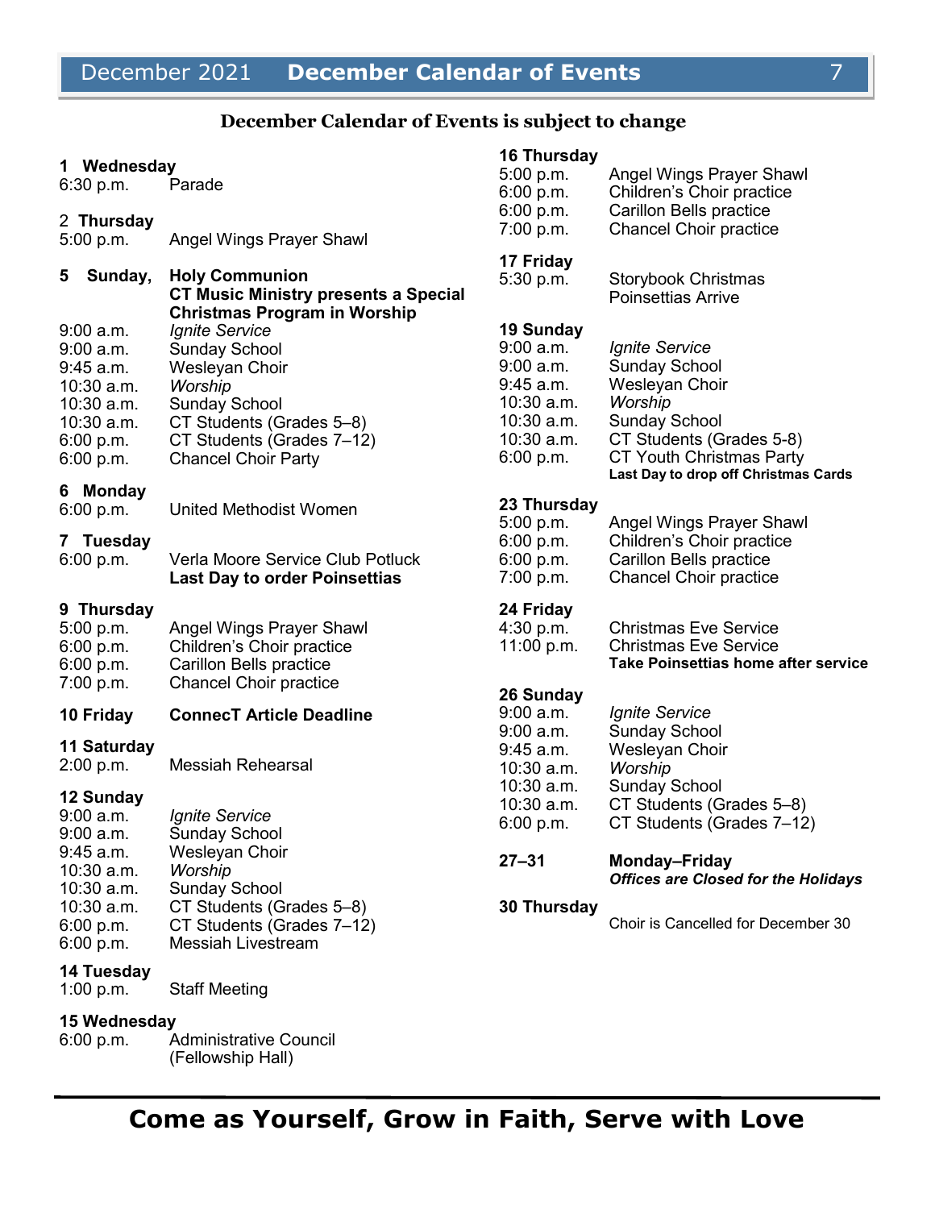## December Calendar of Events

**December Calendar of Events is subject to change**

**1 Wednesday**
6:30 p.m. Parade

**2 Thursday**
5:00 p.m. Angel Wings Prayer Shawl

**5 Sunday, Holy Communion**
**CT Music Ministry presents a Special Christmas Program in Worship**
9:00 a.m. *Ignite Service*
9:00 a.m. Sunday School
9:45 a.m. Wesleyan Choir
10:30 a.m. *Worship*
10:30 a.m. Sunday School
10:30 a.m. CT Students (Grades 5–8)
6:00 p.m. CT Students (Grades 7–12)
6:00 p.m. Chancel Choir Party

**6 Monday**
6:00 p.m. United Methodist Women

**7 Tuesday**
6:00 p.m. Verla Moore Service Club Potluck
**Last Day to order Poinsettias**

**9 Thursday**
5:00 p.m. Angel Wings Prayer Shawl
6:00 p.m. Children's Choir practice
6:00 p.m. Carillon Bells practice
7:00 p.m. Chancel Choir practice

**10 Friday ConnecT Article Deadline**

**11 Saturday**
2:00 p.m. Messiah Rehearsal

**12 Sunday**
9:00 a.m. *Ignite Service*
9:00 a.m. Sunday School
9:45 a.m. Wesleyan Choir
10:30 a.m. *Worship*
10:30 a.m. Sunday School
10:30 a.m. CT Students (Grades 5–8)
6:00 p.m. CT Students (Grades 7–12)
6:00 p.m. Messiah Livestream

**14 Tuesday**
1:00 p.m. Staff Meeting

**15 Wednesday**
6:00 p.m. Administrative Council (Fellowship Hall)

**16 Thursday**
5:00 p.m. Angel Wings Prayer Shawl
6:00 p.m. Children's Choir practice
6:00 p.m. Carillon Bells practice
7:00 p.m. Chancel Choir practice

**17 Friday**
5:30 p.m. Storybook Christmas
Poinsettias Arrive

**19 Sunday**
9:00 a.m. *Ignite Service*
9:00 a.m. Sunday School
9:45 a.m. Wesleyan Choir
10:30 a.m. *Worship*
10:30 a.m. Sunday School
10:30 a.m. CT Students (Grades 5-8)
6:00 p.m. CT Youth Christmas Party
**Last Day to drop off Christmas Cards**

**23 Thursday**
5:00 p.m. Angel Wings Prayer Shawl
6:00 p.m. Children's Choir practice
6:00 p.m. Carillon Bells practice
7:00 p.m. Chancel Choir practice

**24 Friday**
4:30 p.m. Christmas Eve Service
11:00 p.m. Christmas Eve Service
**Take Poinsettias home after service**

**26 Sunday**
9:00 a.m. *Ignite Service*
9:00 a.m. Sunday School
9:45 a.m. Wesleyan Choir
10:30 a.m. *Worship*
10:30 a.m. Sunday School
10:30 a.m. CT Students (Grades 5–8)
6:00 p.m. CT Students (Grades 7–12)

**27–31 Monday–Friday**
***Offices are Closed for the Holidays***

**30 Thursday**
Choir is Cancelled for December 30

**Come as Yourself, Grow in Faith, Serve with Love**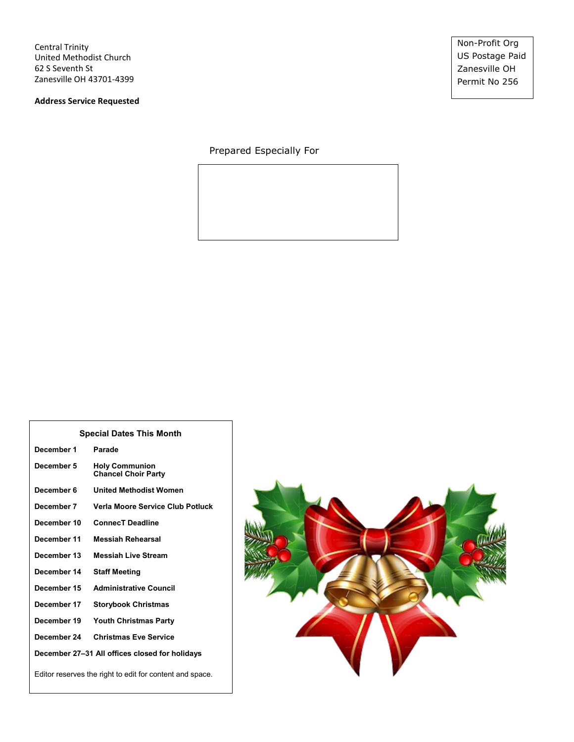Central Trinity
United Methodist Church
62 S Seventh St
Zanesville OH 43701-4399

**Address Service Requested**

Non-Profit Org
US Postage Paid
Zanesville OH
Permit No 256

Prepared Especially For

### Special Dates This Month

| | |
|---|---|
| **December 1** | **Parade** |
| **December 5** | **Holy Communion**<br>**Chancel Choir Party** |
| **December 6** | **United Methodist Women** |
| **December 7** | **Verla Moore Service Club Potluck** |
| **December 10** | **ConnecT Deadline** |
| **December 11** | **Messiah Rehearsal** |
| **December 13** | **Messiah Live Stream** |
| **December 14** | **Staff Meeting** |
| **December 15** | **Administrative Council** |
| **December 17** | **Storybook Christmas** |
| **December 19** | **Youth Christmas Party** |
| **December 24** | **Christmas Eve Service** |
| **December 27–31** | **All offices closed for holidays** |

Editor reserves the right to edit for content and space.